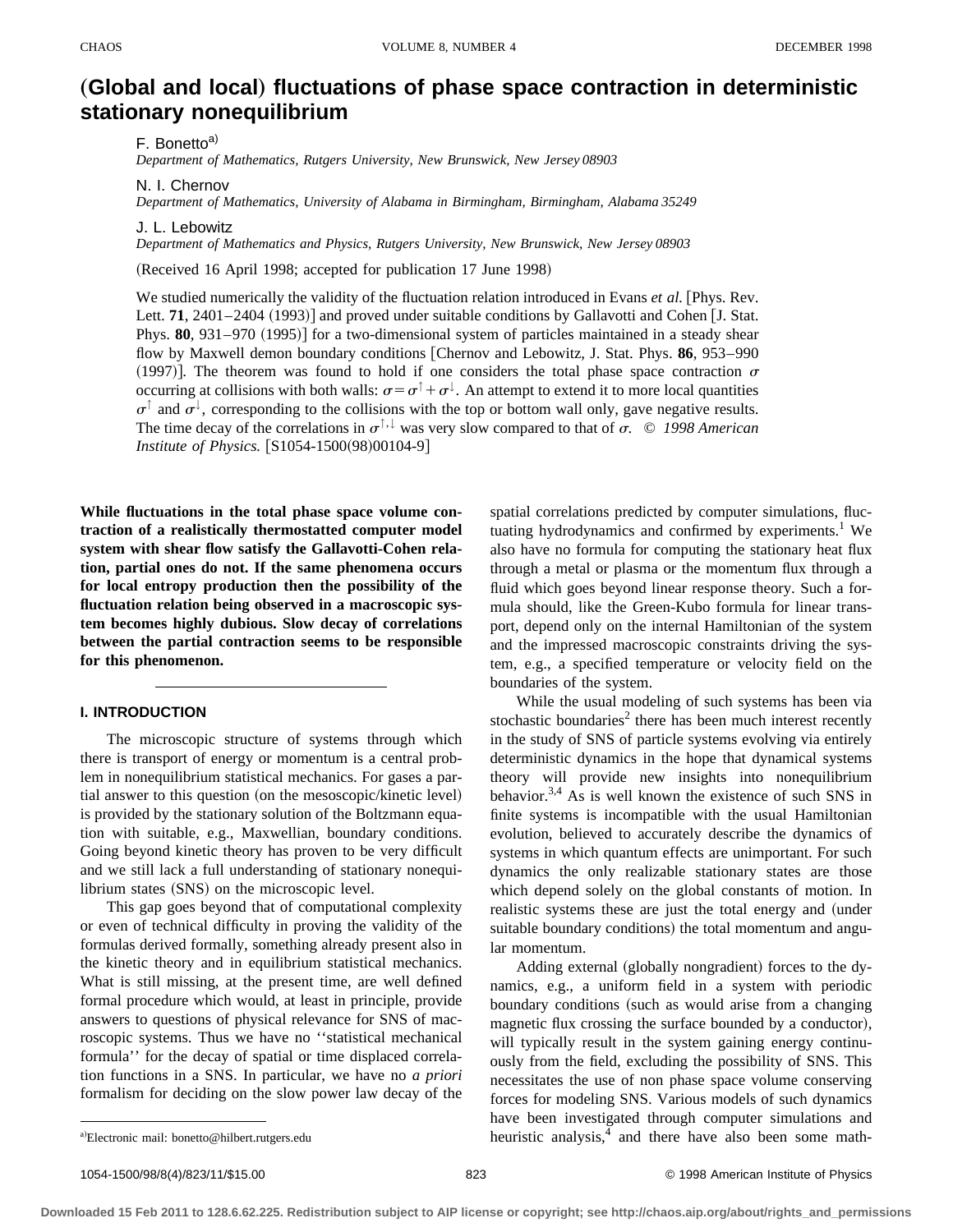# (Global and local) fluctuations of phase space contraction in deterministic stationary nonequilibrium

F. Bonetto[a]
*Department of Mathematics, Rutgers University, New Brunswick, New Jersey 08903*

N. I. Chernov
*Department of Mathematics, University of Alabama in Birmingham, Birmingham, Alabama 35249*

J. L. Lebowitz
*Department of Mathematics and Physics, Rutgers University, New Brunswick, New Jersey 08903*

(Received 16 April 1998; accepted for publication 17 June 1998)

We studied numerically the validity of the fluctuation relation introduced in Evans *et al.* [Phys. Rev. Lett. **71**, 2401–2404 (1993)] and proved under suitable conditions by Gallavotti and Cohen [J. Stat. Phys. **80**, 931–970 (1995)] for a two-dimensional system of particles maintained in a steady shear flow by Maxwell demon boundary conditions [Chernov and Lebowitz, J. Stat. Phys. **86**, 953–990 (1997)]. The theorem was found to hold if one considers the total phase space contraction $\sigma$ occurring at collisions with both walls: $\sigma=\sigma^{\uparrow}+\sigma^{\downarrow}$. An attempt to extend it to more local quantities $\sigma^{\uparrow}$ and $\sigma^{\downarrow}$, corresponding to the collisions with the top or bottom wall only, gave negative results. The time decay of the correlations in $\sigma^{\uparrow,\downarrow}$ was very slow compared to that of $\sigma$. *© 1998 American Institute of Physics.* [S1054-1500(98)00104-9]

**While fluctuations in the total phase space volume contraction of a realistically thermostatted computer model system with shear flow satisfy the Gallavotti-Cohen relation, partial ones do not. If the same phenomena occurs for local entropy production then the possibility of the fluctuation relation being observed in a macroscopic system becomes highly dubious. Slow decay of correlations between the partial contraction seems to be responsible for this phenomenon.**

## I. INTRODUCTION

The microscopic structure of systems through which there is transport of energy or momentum is a central problem in nonequilibrium statistical mechanics. For gases a partial answer to this question (on the mesoscopic/kinetic level) is provided by the stationary solution of the Boltzmann equation with suitable, e.g., Maxwellian, boundary conditions. Going beyond kinetic theory has proven to be very difficult and we still lack a full understanding of stationary nonequilibrium states (SNS) on the microscopic level.

This gap goes beyond that of computational complexity or even of technical difficulty in proving the validity of the formulas derived formally, something already present also in the kinetic theory and in equilibrium statistical mechanics. What is still missing, at the present time, are well defined formal procedure which would, at least in principle, provide answers to questions of physical relevance for SNS of macroscopic systems. Thus we have no ''statistical mechanical formula'' for the decay of spatial or time displaced correlation functions in a SNS. In particular, we have no *a priori* formalism for deciding on the slow power law decay of the spatial correlations predicted by computer simulations, fluctuating hydrodynamics and confirmed by experiments.[1] We also have no formula for computing the stationary heat flux through a metal or plasma or the momentum flux through a fluid which goes beyond linear response theory. Such a formula should, like the Green-Kubo formula for linear transport, depend only on the internal Hamiltonian of the system and the impressed macroscopic constraints driving the system, e.g., a specified temperature or velocity field on the boundaries of the system.

While the usual modeling of such systems has been via stochastic boundaries[2] there has been much interest recently in the study of SNS of particle systems evolving via entirely deterministic dynamics in the hope that dynamical systems theory will provide new insights into nonequilibrium behavior.[3,4] As is well known the existence of such SNS in finite systems is incompatible with the usual Hamiltonian evolution, believed to accurately describe the dynamics of systems in which quantum effects are unimportant. For such dynamics the only realizable stationary states are those which depend solely on the global constants of motion. In realistic systems these are just the total energy and (under suitable boundary conditions) the total momentum and angular momentum.

Adding external (globally nongradient) forces to the dynamics, e.g., a uniform field in a system with periodic boundary conditions (such as would arise from a changing magnetic flux crossing the surface bounded by a conductor), will typically result in the system gaining energy continuously from the field, excluding the possibility of SNS. This necessitates the use of non phase space volume conserving forces for modeling SNS. Various models of such dynamics have been investigated through computer simulations and heuristic analysis,[4] and there have also been some math-

[a]Electronic mail: bonetto@hilbert.rutgers.edu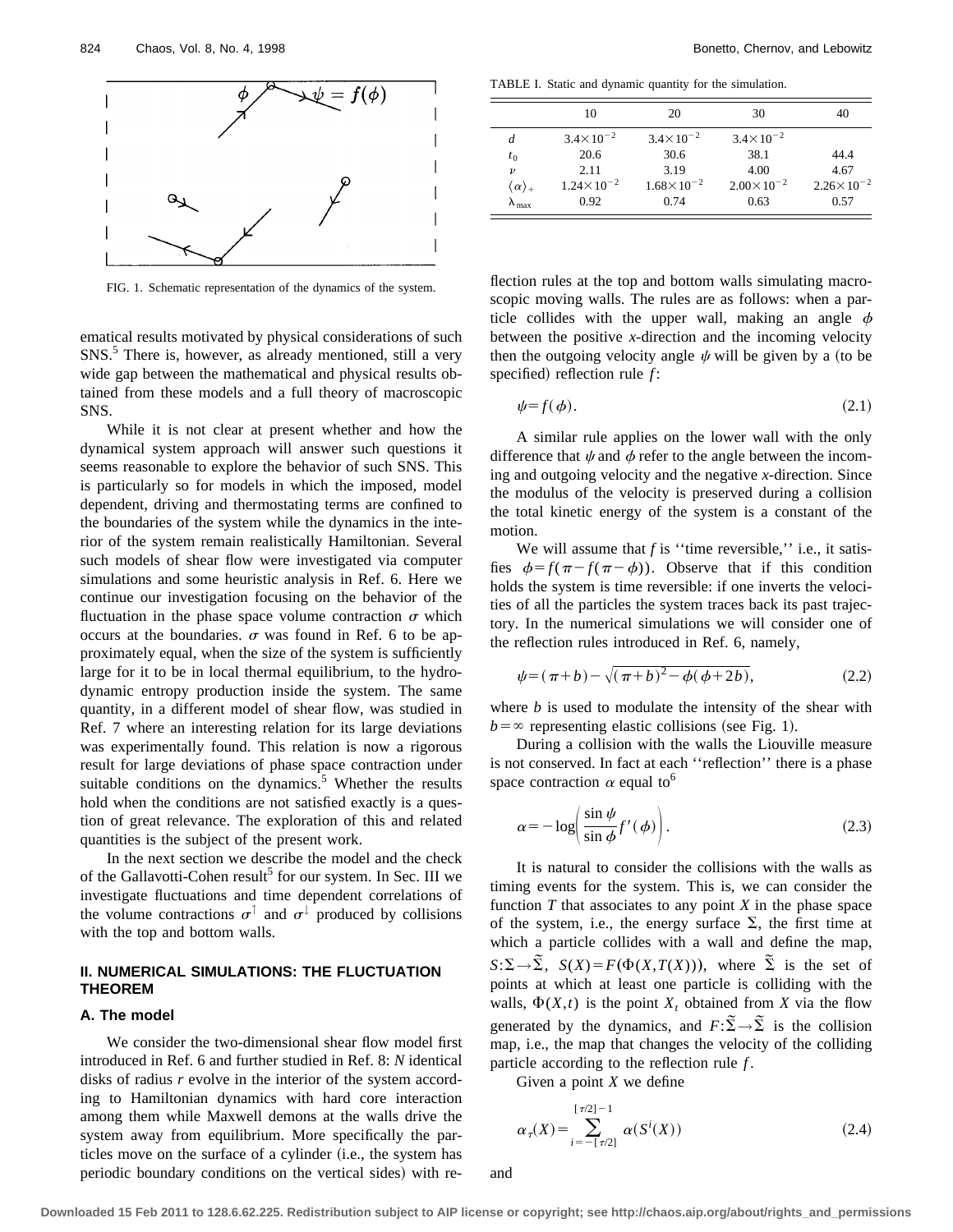FIG. 1. Schematic representation of the dynamics of the system.

ematical results motivated by physical considerations of such SNS.[5] There is, however, as already mentioned, still a very wide gap between the mathematical and physical results obtained from these models and a full theory of macroscopic SNS.

While it is not clear at present whether and how the dynamical system approach will answer such questions it seems reasonable to explore the behavior of such SNS. This is particularly so for models in which the imposed, model dependent, driving and thermostating terms are confined to the boundaries of the system while the dynamics in the interior of the system remain realistically Hamiltonian. Several such models of shear flow were investigated via computer simulations and some heuristic analysis in Ref. 6. Here we continue our investigation focusing on the behavior of the fluctuation in the phase space volume contraction $\sigma$ which occurs at the boundaries. $\sigma$ was found in Ref. 6 to be approximately equal, when the size of the system is sufficiently large for it to be in local thermal equilibrium, to the hydrodynamic entropy production inside the system. The same quantity, in a different model of shear flow, was studied in Ref. 7 where an interesting relation for its large deviations was experimentally found. This relation is now a rigorous result for large deviations of phase space contraction under suitable conditions on the dynamics.[5] Whether the results hold when the conditions are not satisfied exactly is a question of great relevance. The exploration of this and related quantities is the subject of the present work.

In the next section we describe the model and the check of the Gallavotti-Cohen result[5] for our system. In Sec. III we investigate fluctuations and time dependent correlations of the volume contractions $\sigma^{\uparrow}$ and $\sigma^{\downarrow}$ produced by collisions with the top and bottom walls.

## II. NUMERICAL SIMULATIONS: THE FLUCTUATION THEOREM

### A. The model

We consider the two-dimensional shear flow model first introduced in Ref. 6 and further studied in Ref. 8: $N$ identical disks of radius $r$ evolve in the interior of the system according to Hamiltonian dynamics with hard core interaction among them while Maxwell demons at the walls drive the system away from equilibrium. More specifically the particles move on the surface of a cylinder (i.e., the system has periodic boundary conditions on the vertical sides) with reflection rules at the top and bottom walls simulating macroscopic moving walls. The rules are as follows: when a particle collides with the upper wall, making an angle $\phi$ between the positive $x$-direction and the incoming velocity then the outgoing velocity angle $\psi$ will be given by a (to be specified) reflection rule $f$:

$$\psi = f(\phi). \tag{2.1}$$

A similar rule applies on the lower wall with the only difference that $\psi$ and $\phi$ refer to the angle between the incoming and outgoing velocity and the negative $x$-direction. Since the modulus of the velocity is preserved during a collision the total kinetic energy of the system is a constant of the motion.

We will assume that $f$ is ''time reversible,'' i.e., it satisfies $\phi = f(\pi - f(\pi - \phi))$. Observe that if this condition holds the system is time reversible: if one inverts the velocities of all the particles the system traces back its past trajectory. In the numerical simulations we will consider one of the reflection rules introduced in Ref. 6, namely,

$$\psi = (\pi + b) - \sqrt{(\pi + b)^2 - \phi(\phi + 2b)}, \tag{2.2}$$

where $b$ is used to modulate the intensity of the shear with $b = \infty$ representing elastic collisions (see Fig. 1).

During a collision with the walls the Liouville measure is not conserved. In fact at each ''reflection'' there is a phase space contraction $\alpha$ equal to[6]

$$\alpha = -\log\left( \frac{\sin\psi}{\sin\phi} f'(\phi) \right). \tag{2.3}$$

It is natural to consider the collisions with the walls as timing events for the system. This is, we can consider the function $T$ that associates to any point $X$ in the phase space of the system, i.e., the energy surface $\Sigma$, the first time at which a particle collides with a wall and define the map, $S:\Sigma \to \tilde{\Sigma}$, $S(X) = F(\Phi(X, T(X)))$, where $\tilde{\Sigma}$ is the set of points at which at least one particle is colliding with the walls, $\Phi(X,t)$ is the point $X_t$ obtained from $X$ via the flow generated by the dynamics, and $F:\tilde{\Sigma} \to \tilde{\Sigma}$ is the collision map, i.e., the map that changes the velocity of the colliding particle according to the reflection rule $f$.

Given a point $X$ we define

$$\alpha_\tau(X) = \sum_{i=-[\tau/2]}^{[\tau/2]-1} \alpha(S^i(X)) \tag{2.4}$$

and

TABLE I. Static and dynamic quantity for the simulation.

| | 10 | 20 | 30 | 40 |
|---|---|---|---|---|
| $d$ | $3.4\times10^{-2}$ | $3.4\times10^{-2}$ | $3.4\times10^{-2}$ | |
| $t_0$ | 20.6 | 30.6 | 38.1 | 44.4 |
| $\nu$ | 2.11 | 3.19 | 4.00 | 4.67 |
| $\langle\alpha\rangle_+$ | $1.24\times10^{-2}$ | $1.68\times10^{-2}$ | $2.00\times10^{-2}$ | $2.26\times10^{-2}$ |
| $\lambda_{\max}$ | 0.92 | 0.74 | 0.63 | 0.57 |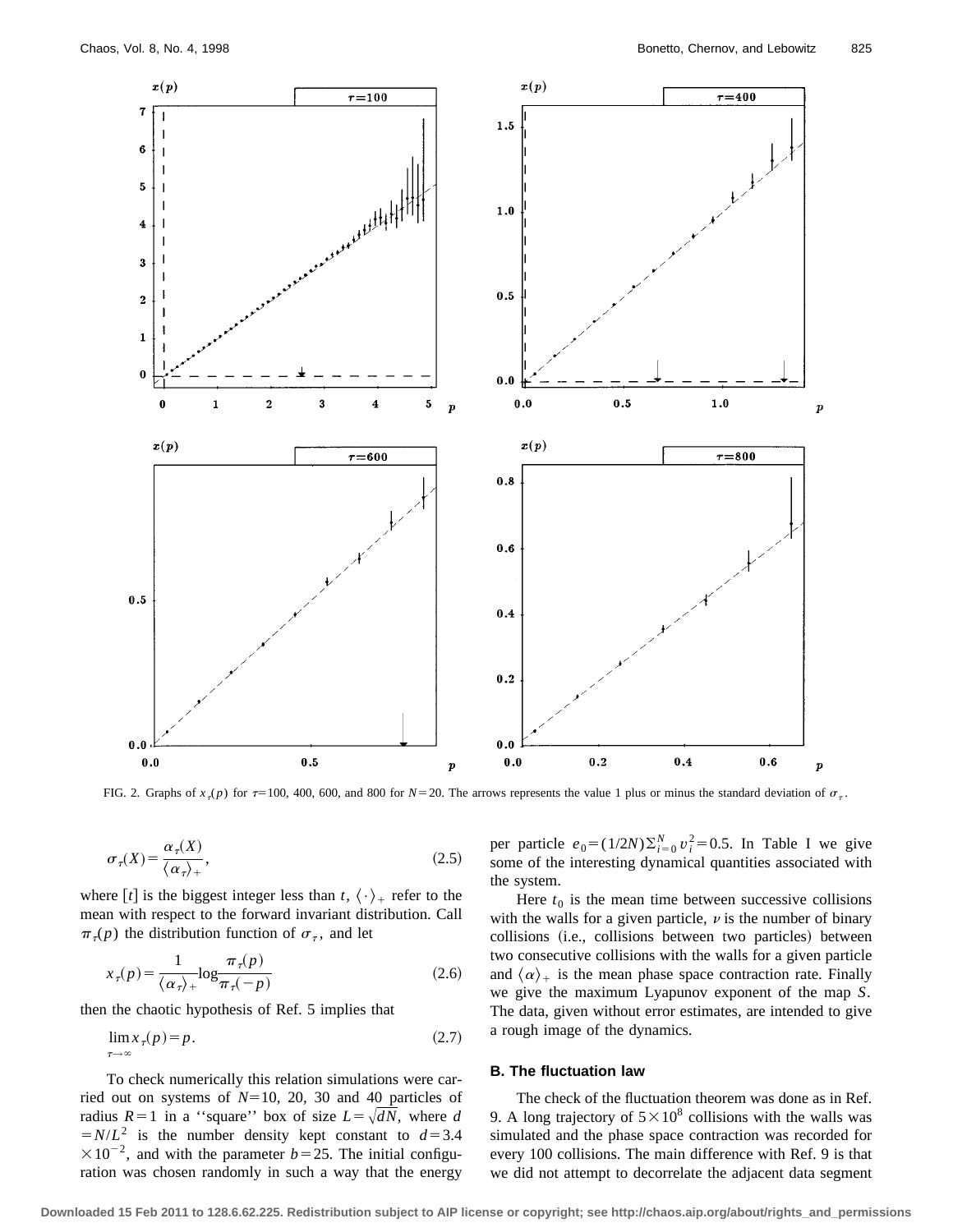FIG. 2. Graphs of $x_\tau(p)$ for $\tau=100$, 400, 600, and 800 for $N=20$. The arrows represents the value 1 plus or minus the standard deviation of $\sigma_\tau$.

$$\sigma_\tau(X)=\frac{\alpha_\tau(X)}{\langle\alpha_\tau\rangle_+}, \tag{2.5}$$

where $[t]$ is the biggest integer less than $t$, $\langle\cdot\rangle_+$ refer to the mean with respect to the forward invariant distribution. Call $\pi_\tau(p)$ the distribution function of $\sigma_\tau$, and let

$$x_\tau(p)=\frac{1}{\langle\alpha_\tau\rangle_+}\log\frac{\pi_\tau(p)}{\pi_\tau(-p)} \tag{2.6}$$

then the chaotic hypothesis of Ref. 5 implies that

$$\lim_{\tau\to\infty}x_\tau(p)=p. \tag{2.7}$$

To check numerically this relation simulations were carried out on systems of $N=10$, 20, 30 and 40 particles of radius $R=1$ in a ''square'' box of size $L=\sqrt{dN}$, where $d=N/L^2$ is the number density kept constant to $d=3.4\times10^{-2}$, and with the parameter $b=25$. The initial configuration was chosen randomly in such a way that the energy per particle $e_0=(1/2N)\Sigma_{i=0}^N v_i^2=0.5$. In Table I we give some of the interesting dynamical quantities associated with the system.

Here $t_0$ is the mean time between successive collisions with the walls for a given particle, $\nu$ is the number of binary collisions (i.e., collisions between two particles) between two consecutive collisions with the walls for a given particle and $\langle\alpha\rangle_+$ is the mean phase space contraction rate. Finally we give the maximum Lyapunov exponent of the map $S$. The data, given without error estimates, are intended to give a rough image of the dynamics.

### B. The fluctuation law

The check of the fluctuation theorem was done as in Ref. 9. A long trajectory of $5\times10^8$ collisions with the walls was simulated and the phase space contraction was recorded for every 100 collisions. The main difference with Ref. 9 is that we did not attempt to decorrelate the adjacent data segment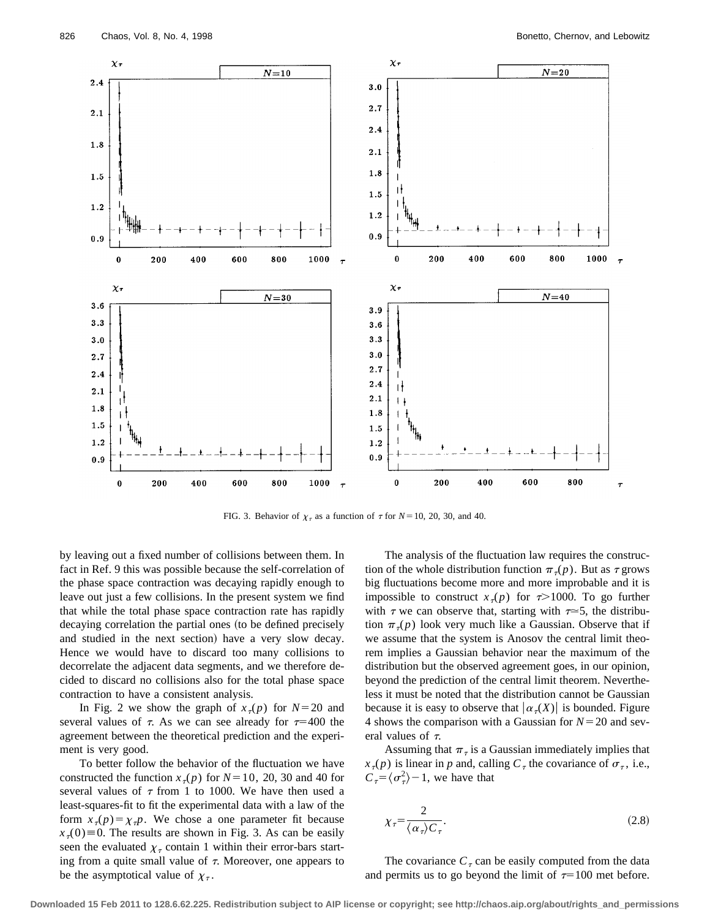FIG. 3. Behavior of $\chi_\tau$ as a function of $\tau$ for $N=10$, 20, 30, and 40.

by leaving out a fixed number of collisions between them. In fact in Ref. 9 this was possible because the self-correlation of the phase space contraction was decaying rapidly enough to leave out just a few collisions. In the present system we find that while the total phase space contraction rate has rapidly decaying correlation the partial ones (to be defined precisely and studied in the next section) have a very slow decay. Hence we would have to discard too many collisions to decorrelate the adjacent data segments, and we therefore decided to discard no collisions also for the total phase space contraction to have a consistent analysis.

In Fig. 2 we show the graph of $x_\tau(p)$ for $N=20$ and several values of $\tau$. As we can see already for $\tau=400$ the agreement between the theoretical prediction and the experiment is very good.

To better follow the behavior of the fluctuation we have constructed the function $x_\tau(p)$ for $N=10$, 20, 30 and 40 for several values of $\tau$ from 1 to 1000. We have then used a least-squares-fit to fit the experimental data with a law of the form $x_\tau(p)=\chi_\tau p$. We chose a one parameter fit because $x_\tau(0)\equiv 0$. The results are shown in Fig. 3. As can be easily seen the evaluated $\chi_\tau$ contain 1 within their error-bars starting from a quite small value of $\tau$. Moreover, one appears to be the asymptotical value of $\chi_\tau$.

The analysis of the fluctuation law requires the construction of the whole distribution function $\pi_\tau(p)$. But as $\tau$ grows big fluctuations become more and more improbable and it is impossible to construct $x_\tau(p)$ for $\tau>1000$. To go further with $\tau$ we can observe that, starting with $\tau\simeq 5$, the distribution $\pi_\tau(p)$ look very much like a Gaussian. Observe that if we assume that the system is Anosov the central limit theorem implies a Gaussian behavior near the maximum of the distribution but the observed agreement goes, in our opinion, beyond the prediction of the central limit theorem. Nevertheless it must be noted that the distribution cannot be Gaussian because it is easy to observe that $|\alpha_\tau(X)|$ is bounded. Figure 4 shows the comparison with a Gaussian for $N=20$ and several values of $\tau$.

Assuming that $\pi_\tau$ is a Gaussian immediately implies that $x_\tau(p)$ is linear in $p$ and, calling $C_\tau$ the covariance of $\sigma_\tau$, i.e., $C_\tau=\langle\sigma_\tau^2\rangle-1$, we have that

$$\chi_\tau=\frac{2}{\langle\alpha_\tau\rangle C_\tau}. \tag{2.8}$$

The covariance $C_\tau$ can be easily computed from the data and permits us to go beyond the limit of $\tau=100$ met before.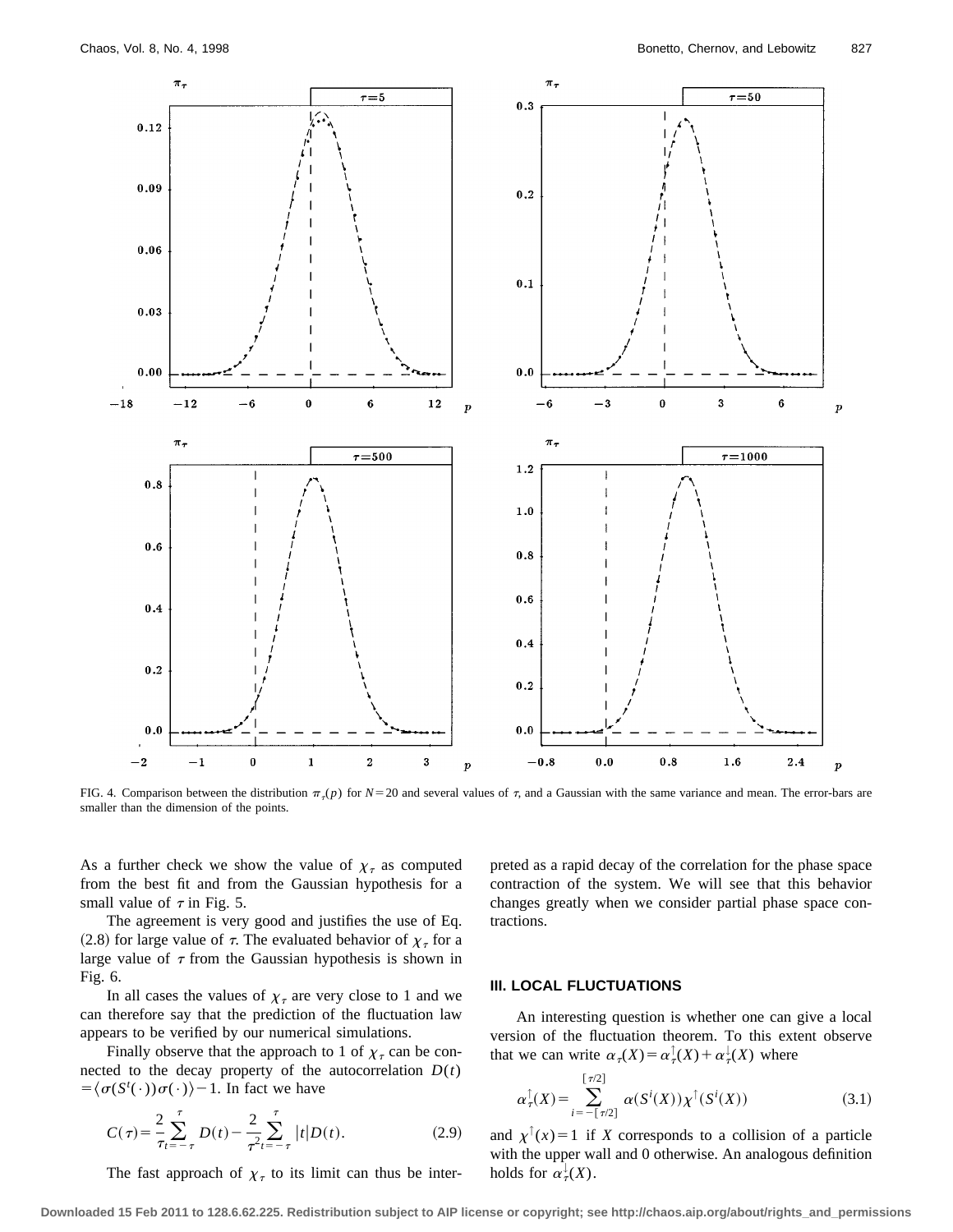FIG. 4. Comparison between the distribution $\pi_\tau(p)$ for $N=20$ and several values of $\tau$, and a Gaussian with the same variance and mean. The error-bars are smaller than the dimension of the points.

As a further check we show the value of $\chi_\tau$ as computed from the best fit and from the Gaussian hypothesis for a small value of $\tau$ in Fig. 5.

The agreement is very good and justifies the use of Eq. (2.8) for large value of $\tau$. The evaluated behavior of $\chi_\tau$ for a large value of $\tau$ from the Gaussian hypothesis is shown in Fig. 6.

In all cases the values of $\chi_\tau$ are very close to 1 and we can therefore say that the prediction of the fluctuation law appears to be verified by our numerical simulations.

Finally observe that the approach to 1 of $\chi_\tau$ can be connected to the decay property of the autocorrelation $D(t) = \langle \sigma(S^t(\cdot))\sigma(\cdot)\rangle - 1$. In fact we have

$$C(\tau) = \frac{2}{\tau}\sum_{t=-\tau}^{\tau} D(t) - \frac{2}{\tau^2}\sum_{t=-\tau}^{\tau} |t| D(t). \tag{2.9}$$

The fast approach of $\chi_\tau$ to its limit can thus be interpreted as a rapid decay of the correlation for the phase space contraction of the system. We will see that this behavior changes greatly when we consider partial phase space contractions.

## III. LOCAL FLUCTUATIONS

An interesting question is whether one can give a local version of the fluctuation theorem. To this extent observe that we can write $\alpha_\tau(X) = \alpha_\tau^\uparrow(X) + \alpha_\tau^\downarrow(X)$ where

$$\alpha_\tau^\uparrow(X) = \sum_{i=-[\tau/2]}^{[\tau/2]} \alpha(S^i(X))\chi^\uparrow(S^i(X)) \tag{3.1}$$

and $\chi^\uparrow(x) = 1$ if $X$ corresponds to a collision of a particle with the upper wall and 0 otherwise. An analogous definition holds for $\alpha_\tau^\downarrow(X)$.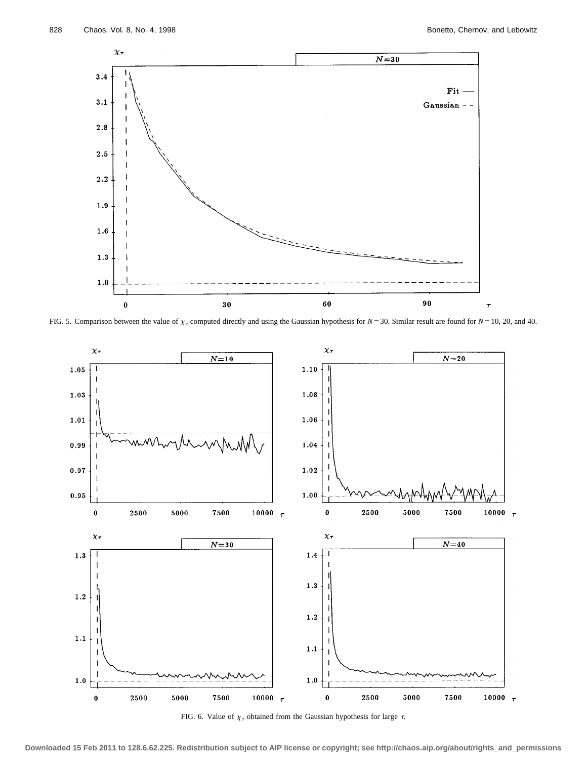FIG. 5. Comparison between the value of $\chi_\tau$ computed directly and using the Gaussian hypothesis for $N=30$. Similar result are found for $N=10$, 20, and 40.

FIG. 6. Value of $\chi_\tau$ obtained from the Gaussian hypothesis for large $\tau$.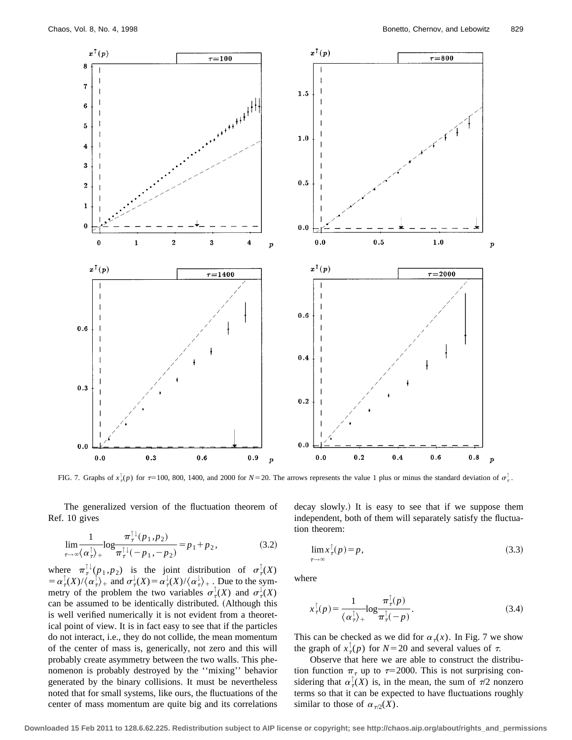FIG. 7. Graphs of $x_\tau^\uparrow(p)$ for $\tau=100$, 800, 1400, and 2000 for $N=20$. The arrows represents the value 1 plus or minus the standard deviation of $\sigma_\tau^\uparrow$.

The generalized version of the fluctuation theorem of Ref. 10 gives

$$\lim_{\tau\to\infty}\frac{1}{\langle\alpha_\tau^\uparrow\rangle_+}\log\frac{\pi_\tau^{\uparrow\downarrow}(p_1,p_2)}{\pi_\tau^{\uparrow\downarrow}(-p_1,-p_2)}=p_1+p_2, \tag{3.2}$$

where $\pi_\tau^{\uparrow\downarrow}(p_1,p_2)$ is the joint distribution of $\sigma_\tau^\uparrow(X)=\alpha_\tau^\uparrow(X)/\langle\alpha_\tau^\uparrow\rangle_+$ and $\sigma_\tau^\downarrow(X)=\alpha_\tau^\downarrow(X)/\langle\alpha_\tau^\downarrow\rangle_+$. Due to the symmetry of the problem the two variables $\sigma_\tau^\uparrow(X)$ and $\sigma_\tau^\downarrow(X)$ can be assumed to be identically distributed. (Although this is well verified numerically it is not evident from a theoretical point of view. It is in fact easy to see that if the particles do not interact, i.e., they do not collide, the mean momentum of the center of mass is, generically, not zero and this will probably create asymmetry between the two walls. This phenomenon is probably destroyed by the ''mixing'' behavior generated by the binary collisions. It must be nevertheless noted that for small systems, like ours, the fluctuations of the center of mass momentum are quite big and its correlations decay slowly.) It is easy to see that if we suppose them independent, both of them will separately satisfy the fluctuation theorem:

$$\lim_{\tau\to\infty}x_\tau^\uparrow(p)=p, \tag{3.3}$$

where

$$x_\tau^\uparrow(p)=\frac{1}{\langle\alpha_\tau^\uparrow\rangle_+}\log\frac{\pi_\tau^\uparrow(p)}{\pi_\tau^\uparrow(-p)}. \tag{3.4}$$

This can be checked as we did for $\alpha_\tau(x)$. In Fig. 7 we show the graph of $x_\tau^\uparrow(p)$ for $N=20$ and several values of $\tau$.

Observe that here we are able to construct the distribution function $\pi_\tau$ up to $\tau=2000$. This is not surprising considering that $\alpha_\tau^\uparrow(X)$ is, in the mean, the sum of $\tau/2$ nonzero terms so that it can be expected to have fluctuations roughly similar to those of $\alpha_{\tau/2}(X)$.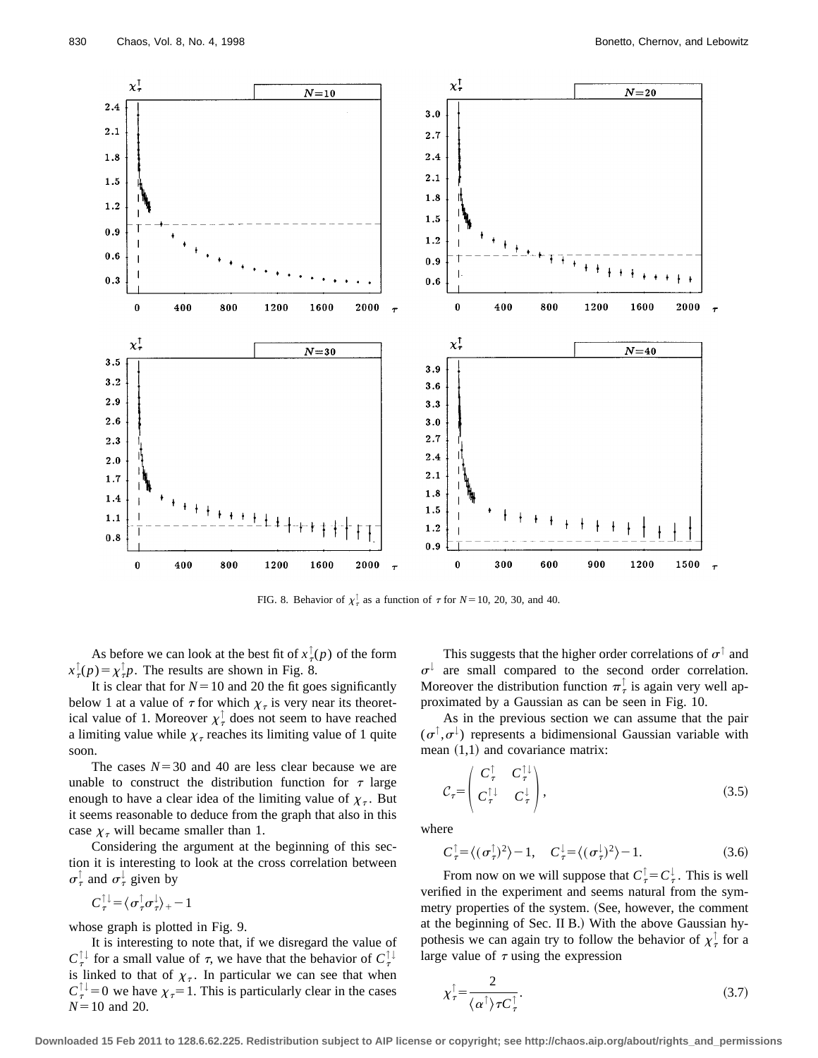FIG. 8. Behavior of $\chi_\tau^\uparrow$ as a function of $\tau$ for $N=10$, 20, 30, and 40.

As before we can look at the best fit of $x_\tau^\uparrow(p)$ of the form $x_\tau^\uparrow(p)=\chi_\tau^\uparrow p$. The results are shown in Fig. 8.

It is clear that for $N=10$ and 20 the fit goes significantly below 1 at a value of $\tau$ for which $\chi_\tau$ is very near its theoretical value of 1. Moreover $\chi_\tau^\uparrow$ does not seem to have reached a limiting value while $\chi_\tau$ reaches its limiting value of 1 quite soon.

The cases $N=30$ and 40 are less clear because we are unable to construct the distribution function for $\tau$ large enough to have a clear idea of the limiting value of $\chi_\tau$. But it seems reasonable to deduce from the graph that also in this case $\chi_\tau$ will became smaller than 1.

Considering the argument at the beginning of this section it is interesting to look at the cross correlation between $\sigma_\tau^\uparrow$ and $\sigma_\tau^\downarrow$ given by

$$C_\tau^{\uparrow\downarrow}=\langle\sigma_\tau^\uparrow\sigma_\tau^\downarrow\rangle_+-1$$

whose graph is plotted in Fig. 9.

It is interesting to note that, if we disregard the value of $C_\tau^{\uparrow\downarrow}$ for a small value of $\tau$, we have that the behavior of $C_\tau^{\uparrow\downarrow}$ is linked to that of $\chi_\tau$. In particular we can see that when $C_\tau^{\uparrow\downarrow}=0$ we have $\chi_\tau=1$. This is particularly clear in the cases $N=10$ and 20.

This suggests that the higher order correlations of $\sigma^\uparrow$ and $\sigma^\downarrow$ are small compared to the second order correlation. Moreover the distribution function $\pi_\tau^\uparrow$ is again very well approximated by a Gaussian as can be seen in Fig. 10.

As in the previous section we can assume that the pair $(\sigma^\uparrow,\sigma^\downarrow)$ represents a bidimensional Gaussian variable with mean (1,1) and covariance matrix:

$$\mathcal{C}_\tau=\begin{pmatrix} C_\tau^\uparrow & C_\tau^{\uparrow\downarrow} \\ C_\tau^{\uparrow\downarrow} & C_\tau^\downarrow \end{pmatrix}, \tag{3.5}$$

where

$$C_\tau^\uparrow=\langle(\sigma_\tau^\uparrow)^2\rangle-1,\quad C_\tau^\downarrow=\langle(\sigma_\tau^\downarrow)^2\rangle-1. \tag{3.6}$$

From now on we will suppose that $C_\tau^\uparrow=C_\tau^\downarrow$. This is well verified in the experiment and seems natural from the symmetry properties of the system. (See, however, the comment at the beginning of Sec. II B.) With the above Gaussian hypothesis we can again try to follow the behavior of $\chi_\tau^\uparrow$ for a large value of $\tau$ using the expression

$$\chi_\tau^\uparrow=\frac{2}{\langle\alpha^\uparrow\rangle\tau C_\tau^\uparrow}. \tag{3.7}$$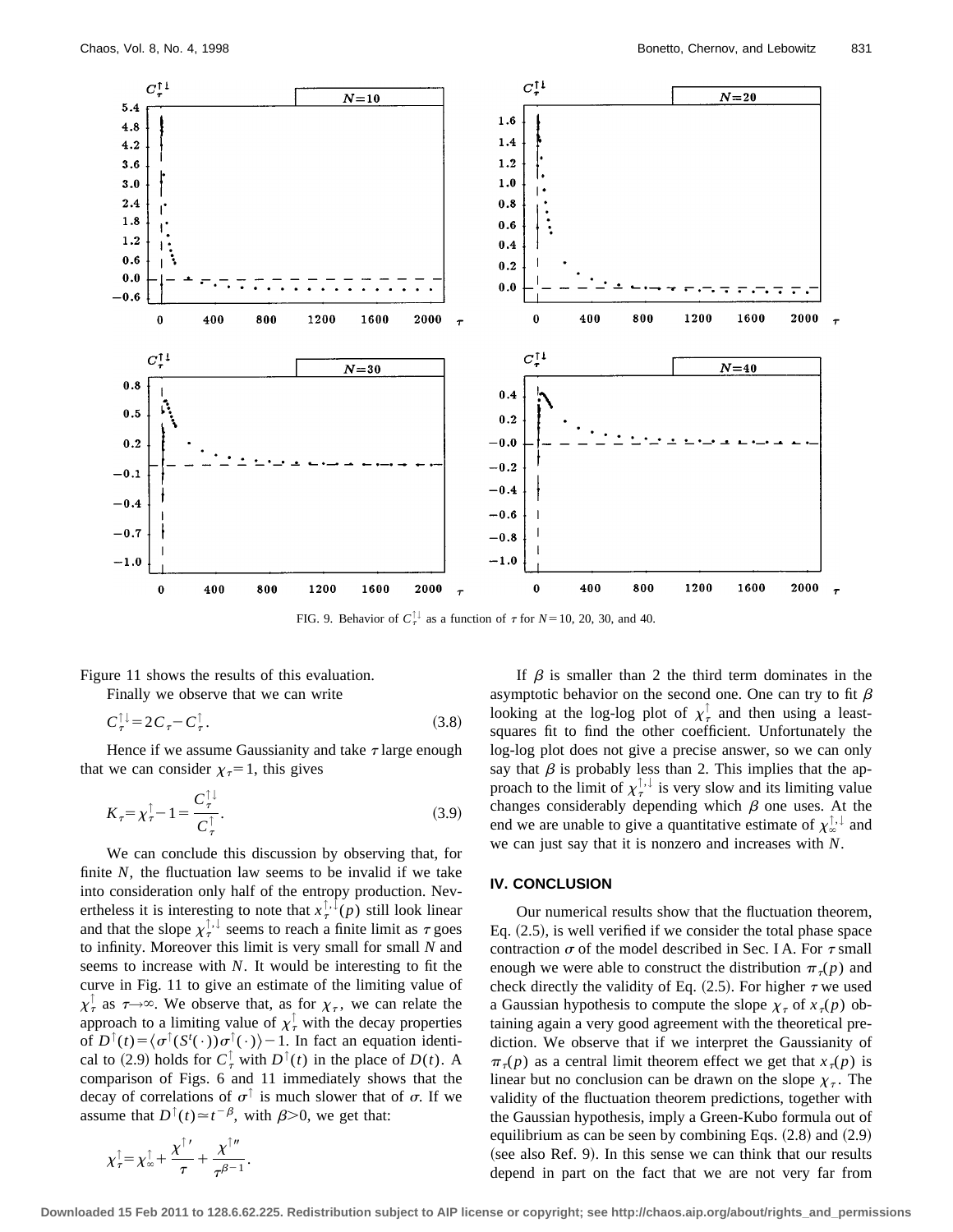FIG. 9. Behavior of $C_\tau^{\uparrow\downarrow}$ as a function of $\tau$ for $N=10$, 20, 30, and 40.

Figure 11 shows the results of this evaluation.

Finally we observe that we can write

$$C_\tau^{\uparrow\downarrow} = 2C_\tau - C_\tau^{\uparrow}. \tag{3.8}$$

Hence if we assume Gaussianity and take $\tau$ large enough that we can consider $\chi_\tau = 1$, this gives

$$K_\tau = \chi_\tau^{\uparrow} - 1 = \frac{C_\tau^{\uparrow\downarrow}}{C_\tau^{\uparrow}}. \tag{3.9}$$

We can conclude this discussion by observing that, for finite $N$, the fluctuation law seems to be invalid if we take into consideration only half of the entropy production. Nevertheless it is interesting to note that $x_\tau^{\uparrow,\downarrow}(p)$ still look linear and that the slope $\chi_\tau^{\uparrow,\downarrow}$ seems to reach a finite limit as $\tau$ goes to infinity. Moreover this limit is very small for small $N$ and seems to increase with $N$. It would be interesting to fit the curve in Fig. 11 to give an estimate of the limiting value of $\chi_\tau^{\uparrow}$ as $\tau \to \infty$. We observe that, as for $\chi_\tau$, we can relate the approach to a limiting value of $\chi_\tau^{\uparrow}$ with the decay properties of $D^{\uparrow}(t) = \langle \sigma^{\uparrow}(S^t(\cdot))\sigma^{\uparrow}(\cdot)\rangle - 1$. In fact an equation identical to (2.9) holds for $C_\tau^{\uparrow}$ with $D^{\uparrow}(t)$ in the place of $D(t)$. A comparison of Figs. 6 and 11 immediately shows that the decay of correlations of $\sigma^{\uparrow}$ is much slower that of $\sigma$. If we assume that $D^{\uparrow}(t) \simeq t^{-\beta}$, with $\beta > 0$, we get that:

$$\chi_\tau^{\uparrow} = \chi_\infty^{\uparrow} + \frac{\chi^{\uparrow\prime}}{\tau} + \frac{\chi^{\uparrow\prime\prime}}{\tau^{\beta-1}}.$$

If $\beta$ is smaller than 2 the third term dominates in the asymptotic behavior on the second one. One can try to fit $\beta$ looking at the log-log plot of $\chi_\tau^{\uparrow}$ and then using a least-squares fit to find the other coefficient. Unfortunately the log-log plot does not give a precise answer, so we can only say that $\beta$ is probably less than 2. This implies that the approach to the limit of $\chi_\tau^{\uparrow,\downarrow}$ is very slow and its limiting value changes considerably depending which $\beta$ one uses. At the end we are unable to give a quantitative estimate of $\chi_\infty^{\uparrow,\downarrow}$ and we can just say that it is nonzero and increases with $N$.

## IV. CONCLUSION

Our numerical results show that the fluctuation theorem, Eq. (2.5), is well verified if we consider the total phase space contraction $\sigma$ of the model described in Sec. I A. For $\tau$ small enough we were able to construct the distribution $\pi_\tau(p)$ and check directly the validity of Eq. (2.5). For higher $\tau$ we used a Gaussian hypothesis to compute the slope $\chi_\tau$ of $x_\tau(p)$ obtaining again a very good agreement with the theoretical prediction. We observe that if we interpret the Gaussianity of $\pi_\tau(p)$ as a central limit theorem effect we get that $x_\tau(p)$ is linear but no conclusion can be drawn on the slope $\chi_\tau$. The validity of the fluctuation theorem predictions, together with the Gaussian hypothesis, imply a Green-Kubo formula out of equilibrium as can be seen by combining Eqs. (2.8) and (2.9) (see also Ref. 9). In this sense we can think that our results depend in part on the fact that we are not very far from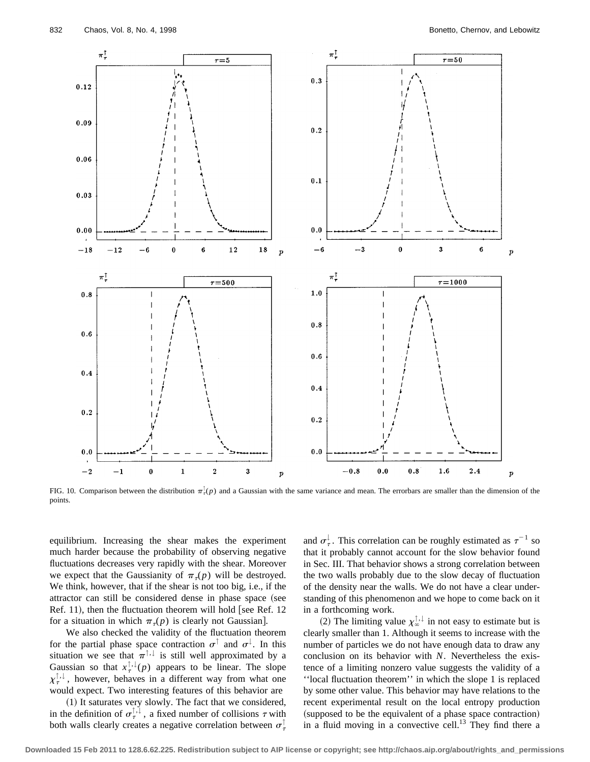FIG. 10. Comparison between the distribution $\pi_\tau^\uparrow(p)$ and a Gaussian with the same variance and mean. The errorbars are smaller than the dimension of the points.

equilibrium. Increasing the shear makes the experiment much harder because the probability of observing negative fluctuations decreases very rapidly with the shear. Moreover we expect that the Gaussianity of $\pi_\tau(p)$ will be destroyed. We think, however, that if the shear is not too big, i.e., if the attractor can still be considered dense in phase space (see Ref. 11), then the fluctuation theorem will hold [see Ref. 12 for a situation in which $\pi_\tau(p)$ is clearly not Gaussian].

We also checked the validity of the fluctuation theorem for the partial phase space contraction $\sigma^\uparrow$ and $\sigma^\downarrow$. In this situation we see that $\pi^{\uparrow,\downarrow}$ is still well approximated by a Gaussian so that $x_\tau^{\uparrow,\downarrow}(p)$ appears to be linear. The slope $\chi_\tau^{\uparrow,\downarrow}$, however, behaves in a different way from what one would expect. Two interesting features of this behavior are

(1) It saturates very slowly. The fact that we considered, in the definition of $\sigma_\tau^{\uparrow,\downarrow}$, a fixed number of collisions $\tau$ with both walls clearly creates a negative correlation between $\sigma_\tau^\uparrow$ and $\sigma_\tau^\downarrow$. This correlation can be roughly estimated as $\tau^{-1}$ so that it probably cannot account for the slow behavior found in Sec. III. That behavior shows a strong correlation between the two walls probably due to the slow decay of fluctuation of the density near the walls. We do not have a clear understanding of this phenomenon and we hope to come back on it in a forthcoming work.

(2) The limiting value $\chi_\infty^{\uparrow,\downarrow}$ in not easy to estimate but is clearly smaller than 1. Although it seems to increase with the number of particles we do not have enough data to draw any conclusion on its behavior with $N$. Nevertheless the existence of a limiting nonzero value suggests the validity of a ''local fluctuation theorem'' in which the slope 1 is replaced by some other value. This behavior may have relations to the recent experimental result on the local entropy production (supposed to be the equivalent of a phase space contraction) in a fluid moving in a convective cell.[13] They find there a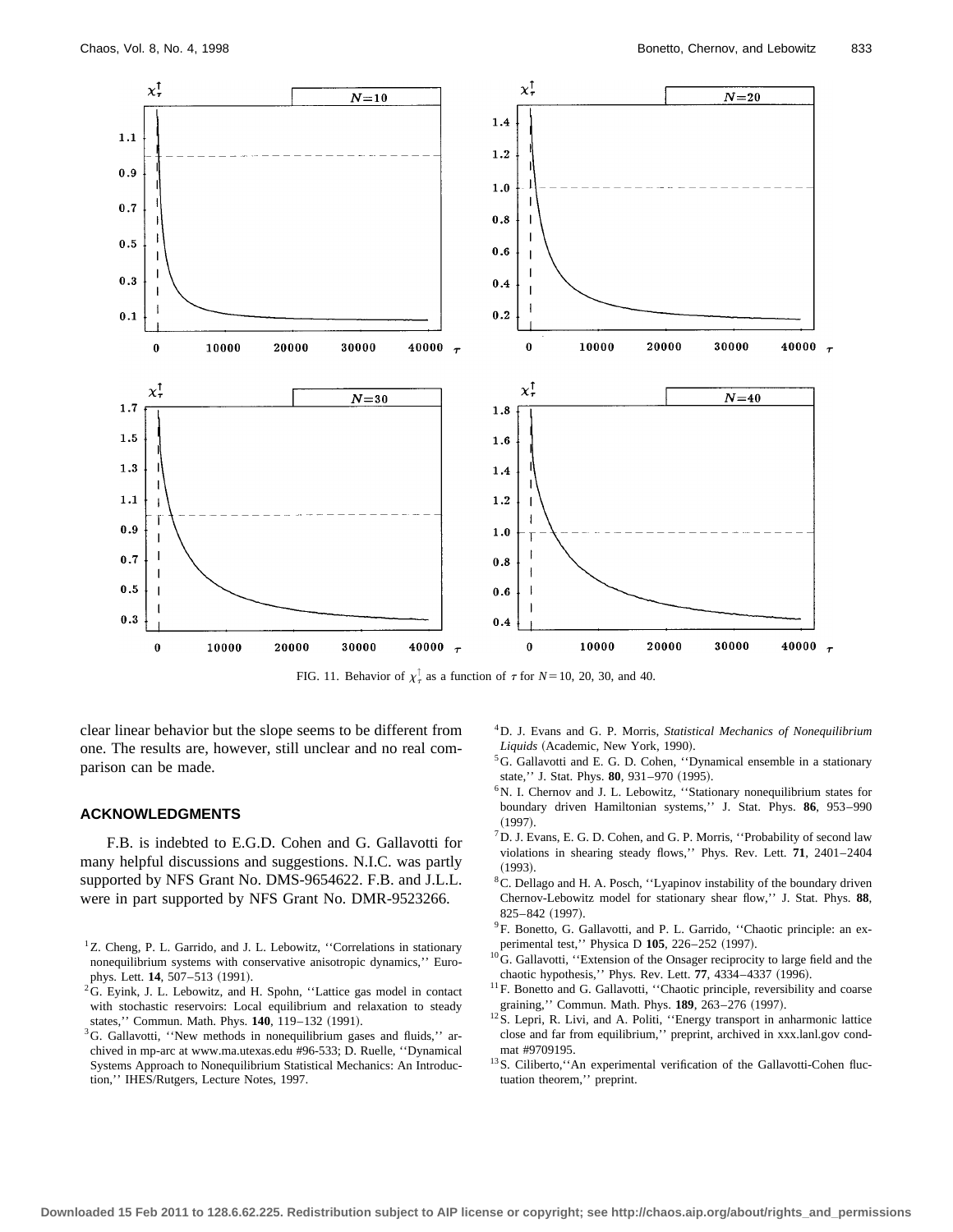$\chi_\tau^\dagger$

$N=10$

1.1

0.9

0.7

0.5

0.3

0.1

0 10000 20000 30000 40000 $\tau$

$\chi_\tau^\dagger$

$N=20$

1.4

1.2

1.0

0.8

0.6

0.4

0.2

0 10000 20000 30000 40000 $\tau$

$\chi_\tau^\dagger$

$N=30$

1.7

1.5

1.3

1.1

0.9

0.7

0.5

0.3

0 10000 20000 30000 40000 $\tau$

$\chi_\tau^\dagger$

$N=40$

1.8

1.6

1.4

1.2

1.0

0.8

0.6

0.4

0 10000 20000 30000 40000 $\tau$

FIG. 11. Behavior of $\chi_\tau^\dagger$ as a function of $\tau$ for $N=10$, 20, 30, and 40.

clear linear behavior but the slope seems to be different from one. The results are, however, still unclear and no real comparison can be made.

## ACKNOWLEDGMENTS

F.B. is indebted to E.G.D. Cohen and G. Gallavotti for many helpful discussions and suggestions. N.I.C. was partly supported by NFS Grant No. DMS-9654622. F.B. and J.L.L. were in part supported by NFS Grant No. DMR-9523266.

[1] Z. Cheng, P. L. Garrido, and J. L. Lebowitz, ''Correlations in stationary nonequilibrium systems with conservative anisotropic dynamics,'' Europhys. Lett. **14**, 507–513 (1991).

[2] G. Eyink, J. L. Lebowitz, and H. Spohn, ''Lattice gas model in contact with stochastic reservoirs: Local equilibrium and relaxation to steady states,'' Commun. Math. Phys. **140**, 119–132 (1991).

[3] G. Gallavotti, ''New methods in nonequilibrium gases and fluids,'' archived in mp-arc at www.ma.utexas.edu #96-533; D. Ruelle, ''Dynamical Systems Approach to Nonequilibrium Statistical Mechanics: An Introduction,'' IHES/Rutgers, Lecture Notes, 1997.

[4] D. J. Evans and G. P. Morris, *Statistical Mechanics of Nonequilibrium Liquids* (Academic, New York, 1990).

[5] G. Gallavotti and E. G. D. Cohen, ''Dynamical ensemble in a stationary state,'' J. Stat. Phys. **80**, 931–970 (1995).

[6] N. I. Chernov and J. L. Lebowitz, ''Stationary nonequilibrium states for boundary driven Hamiltonian systems,'' J. Stat. Phys. **86**, 953–990 (1997).

[7] D. J. Evans, E. G. D. Cohen, and G. P. Morris, ''Probability of second law violations in shearing steady flows,'' Phys. Rev. Lett. **71**, 2401–2404 (1993).

[8] C. Dellago and H. A. Posch, ''Lyapinov instability of the boundary driven Chernov-Lebowitz model for stationary shear flow,'' J. Stat. Phys. **88**, 825–842 (1997).

[9] F. Bonetto, G. Gallavotti, and P. L. Garrido, ''Chaotic principle: an experimental test,'' Physica D **105**, 226–252 (1997).

[10] G. Gallavotti, ''Extension of the Onsager reciprocity to large field and the chaotic hypothesis,'' Phys. Rev. Lett. **77**, 4334–4337 (1996).

[11] F. Bonetto and G. Gallavotti, ''Chaotic principle, reversibility and coarse graining,'' Commun. Math. Phys. **189**, 263–276 (1997).

[12] S. Lepri, R. Livi, and A. Politi, ''Energy transport in anharmonic lattice close and far from equilibrium,'' preprint, archived in xxx.lanl.gov cond-mat #9709195.

[13] S. Ciliberto,''An experimental verification of the Gallavotti-Cohen fluctuation theorem,'' preprint.